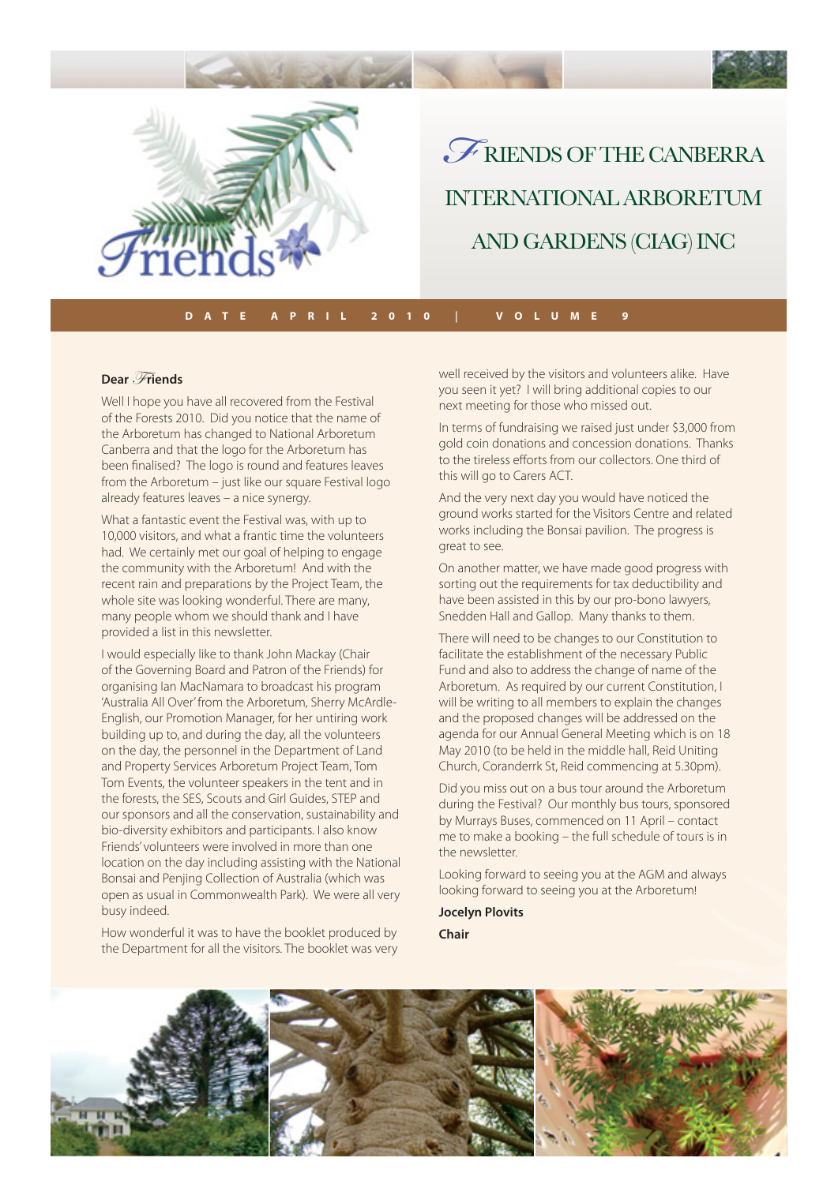# Friends of the Canberra International Arboretum and Gardens (CIAG) Inc

**DATE APRIL 2010 | VOLUME 9**

**Dear Friends**

Well I hope you have all recovered from the Festival of the Forests 2010. Did you notice that the name of the Arboretum has changed to National Arboretum Canberra and that the logo for the Arboretum has been finalised? The logo is round and features leaves from the Arboretum – just like our square Festival logo already features leaves – a nice synergy.

What a fantastic event the Festival was, with up to 10,000 visitors, and what a frantic time the volunteers had. We certainly met our goal of helping to engage the community with the Arboretum! And with the recent rain and preparations by the Project Team, the whole site was looking wonderful. There are many, many people whom we should thank and I have provided a list in this newsletter.

I would especially like to thank John Mackay (Chair of the Governing Board and Patron of the Friends) for organising Ian MacNamara to broadcast his program 'Australia All Over' from the Arboretum, Sherry McArdle-English, our Promotion Manager, for her untiring work building up to, and during the day, all the volunteers on the day, the personnel in the Department of Land and Property Services Arboretum Project Team, Tom Tom Events, the volunteer speakers in the tent and in the forests, the SES, Scouts and Girl Guides, STEP and our sponsors and all the conservation, sustainability and bio-diversity exhibitors and participants. I also know Friends' volunteers were involved in more than one location on the day including assisting with the National Bonsai and Penjing Collection of Australia (which was open as usual in Commonwealth Park). We were all very busy indeed.

How wonderful it was to have the booklet produced by the Department for all the visitors. The booklet was very well received by the visitors and volunteers alike. Have you seen it yet? I will bring additional copies to our next meeting for those who missed out.

In terms of fundraising we raised just under $3,000 from gold coin donations and concession donations. Thanks to the tireless efforts from our collectors. One third of this will go to Carers ACT.

And the very next day you would have noticed the ground works started for the Visitors Centre and related works including the Bonsai pavilion. The progress is great to see.

On another matter, we have made good progress with sorting out the requirements for tax deductibility and have been assisted in this by our pro-bono lawyers, Snedden Hall and Gallop. Many thanks to them.

There will need to be changes to our Constitution to facilitate the establishment of the necessary Public Fund and also to address the change of name of the Arboretum. As required by our current Constitution, I will be writing to all members to explain the changes and the proposed changes will be addressed on the agenda for our Annual General Meeting which is on 18 May 2010 (to be held in the middle hall, Reid Uniting Church, Coranderrk St, Reid commencing at 5.30pm).

Did you miss out on a bus tour around the Arboretum during the Festival? Our monthly bus tours, sponsored by Murrays Buses, commenced on 11 April – contact me to make a booking – the full schedule of tours is in the newsletter.

Looking forward to seeing you at the AGM and always looking forward to seeing you at the Arboretum!

**Jocelyn Plovits**

**Chair**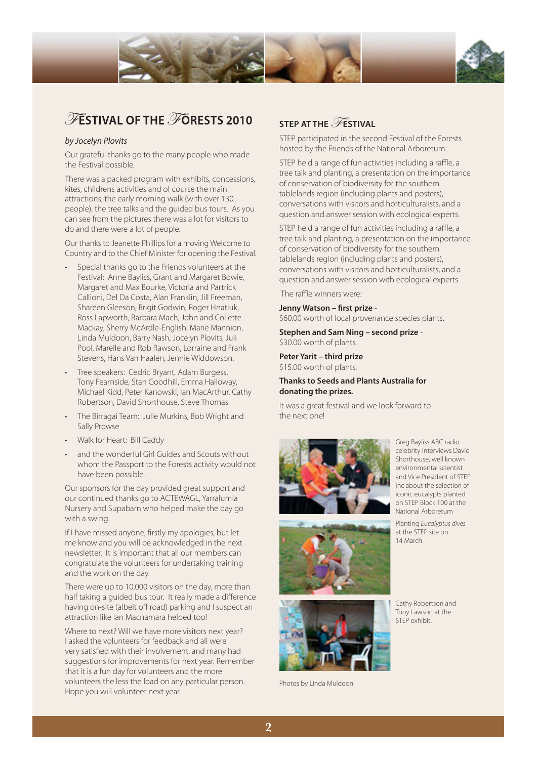## Festival of the Forests 2010

*by Jocelyn Plovits*

Our grateful thanks go to the many people who made the Festival possible.

There was a packed program with exhibits, concessions, kites, childrens activities and of course the main attractions, the early morning walk (with over 130 people), the tree talks and the guided bus tours. As you can see from the pictures there was a lot for visitors to do and there were a lot of people.

Our thanks to Jeanette Phillips for a moving Welcome to Country and to the Chief Minister for opening the Festival.

- Special thanks go to the Friends volunteers at the Festival: Anne Bayliss, Grant and Margaret Bowie, Margaret and Max Bourke, Victoria and Partrick Callioni, Del Da Costa, Alan Franklin, Jill Freeman, Shareen Gleeson, Brigit Godwin, Roger Hnatiuk, Ross Lapworth, Barbara Mach, John and Collette Mackay, Sherry McArdle-English, Marie Mannion, Linda Muldoon, Barry Nash, Jocelyn Plovits, Juli Pool, Marelle and Rob Rawson, Lorraine and Frank Stevens, Hans Van Haalen, Jennie Widdowson.
- Tree speakers: Cedric Bryant, Adam Burgess, Tony Fearnside, Stan Goodhill, Emma Halloway, Michael Kidd, Peter Kanowski, Ian MacArthur, Cathy Robertson, David Shorthouse, Steve Thomas
- The Birragai Team: Julie Murkins, Bob Wright and Sally Prowse
- Walk for Heart: Bill Caddy
- and the wonderful Girl Guides and Scouts without whom the Passport to the Forests activity would not have been possible.

Our sponsors for the day provided great support and our continued thanks go to ACTEWAGL, Yarralumla Nursery and Supabarn who helped make the day go with a swing.

If I have missed anyone, firstly my apologies, but let me know and you will be acknowledged in the next newsletter. It is important that all our members can congratulate the volunteers for undertaking training and the work on the day.

There were up to 10,000 visitors on the day, more than half taking a guided bus tour. It really made a difference having on-site (albeit off road) parking and I suspect an attraction like Ian Macnamara helped too!

Where to next? Will we have more visitors next year? I asked the volunteers for feedback and all were very satisfied with their involvement, and many had suggestions for improvements for next year. Remember that it is a fun day for volunteers and the more volunteers the less the load on any particular person. Hope you will volunteer next year.

## STEP at the Festival

STEP participated in the second Festival of the Forests hosted by the Friends of the National Arboretum.

STEP held a range of fun activities including a raffle, a tree talk and planting, a presentation on the importance of conservation of biodiversity for the southern tablelands region (including plants and posters), conversations with visitors and horticulturalists, and a question and answer session with ecological experts.

STEP held a range of fun activities including a raffle, a tree talk and planting, a presentation on the importance of conservation of biodiversity for the southern tablelands region (including plants and posters), conversations with visitors and horticulturalists, and a question and answer session with ecological experts.

The raffle winners were:

**Jenny Watson – first prize** - $60.00 worth of local provenance species plants.

**Stephen and Sam Ning – second prize** - $30.00 worth of plants.

**Peter Yarit – third prize** - $15.00 worth of plants.

**Thanks to Seeds and Plants Australia for donating the prizes.**

It was a great festival and we look forward to the next one!

Greg Bayliss ABC radio celebrity interviews David Shorthouse, well known environmental scientist and Vice President of STEP Inc about the selection of iconic eucalypts planted on STEP Block 100 at the National Arboretum

Planting *Eucalyptus dives* at the STEP site on 14 March.

Cathy Robertson and Tony Lawson at the STEP exhibit.

Photos by Linda Muldoon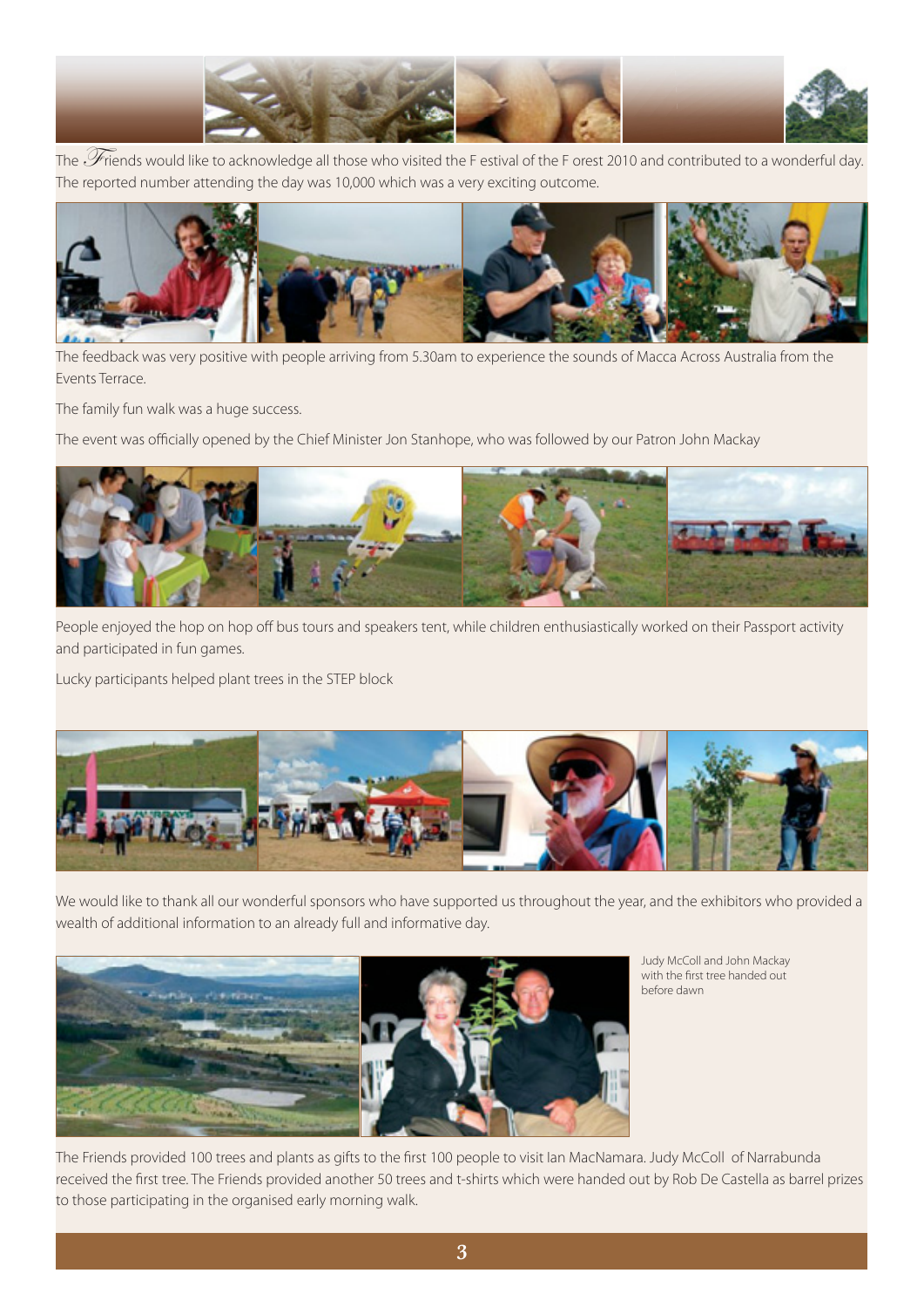The Friends would like to acknowledge all those who visited the Festival of the Forest 2010 and contributed to a wonderful day. The reported number attending the day was 10,000 which was a very exciting outcome.

The feedback was very positive with people arriving from 5.30am to experience the sounds of Macca Across Australia from the Events Terrace.

The family fun walk was a huge success.

The event was officially opened by the Chief Minister Jon Stanhope, who was followed by our Patron John Mackay

People enjoyed the hop on hop off bus tours and speakers tent, while children enthusiastically worked on their Passport activity and participated in fun games.

Lucky participants helped plant trees in the STEP block

We would like to thank all our wonderful sponsors who have supported us throughout the year, and the exhibitors who provided a wealth of additional information to an already full and informative day.

Judy McColl and John Mackay with the first tree handed out before dawn

The Friends provided 100 trees and plants as gifts to the first 100 people to visit Ian MacNamara. Judy McColl of Narrabunda received the first tree. The Friends provided another 50 trees and t-shirts which were handed out by Rob De Castella as barrel prizes to those participating in the organised early morning walk.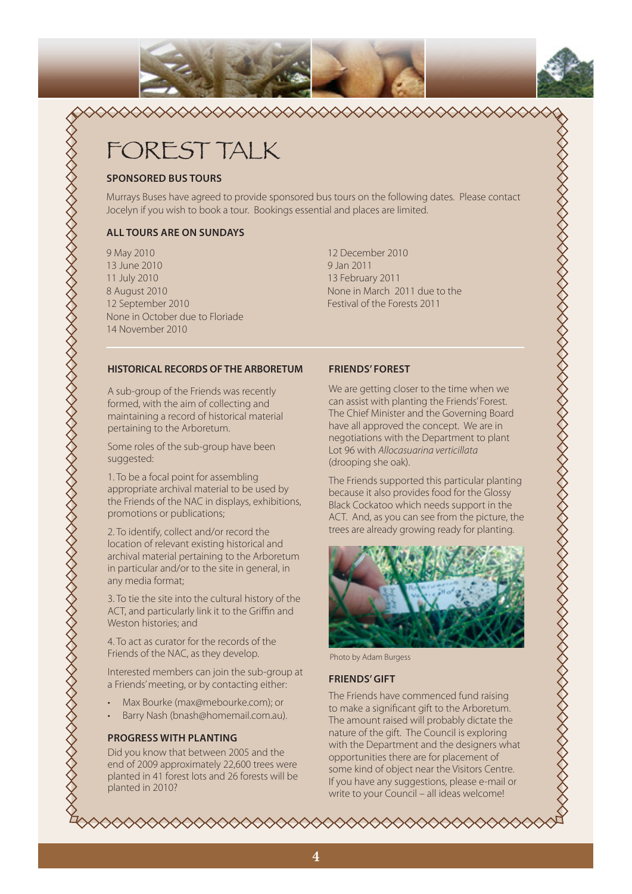# FOREST TALK

## SPONSORED BUS TOURS

Murrays Buses have agreed to provide sponsored bus tours on the following dates. Please contact Jocelyn if you wish to book a tour. Bookings essential and places are limited.

### ALL TOURS ARE ON SUNDAYS

9 May 2010
13 June 2010
11 July 2010
8 August 2010
12 September 2010
None in October due to Floriade
14 November 2010
12 December 2010
9 Jan 2011
13 February 2011
None in March 2011 due to the Festival of the Forests 2011

## HISTORICAL RECORDS OF THE ARBORETUM

A sub-group of the Friends was recently formed, with the aim of collecting and maintaining a record of historical material pertaining to the Arboretum.

Some roles of the sub-group have been suggested:

1. To be a focal point for assembling appropriate archival material to be used by the Friends of the NAC in displays, exhibitions, promotions or publications;

2. To identify, collect and/or record the location of relevant existing historical and archival material pertaining to the Arboretum in particular and/or to the site in general, in any media format;

3. To tie the site into the cultural history of the ACT, and particularly link it to the Griffin and Weston histories; and

4. To act as curator for the records of the Friends of the NAC, as they develop.

Interested members can join the sub-group at a Friends' meeting, or by contacting either:

- Max Bourke (max@mebourke.com); or
- Barry Nash (bnash@homemail.com.au).

## PROGRESS WITH PLANTING

Did you know that between 2005 and the end of 2009 approximately 22,600 trees were planted in 41 forest lots and 26 forests will be planted in 2010?

## FRIENDS' FOREST

We are getting closer to the time when we can assist with planting the Friends' Forest. The Chief Minister and the Governing Board have all approved the concept. We are in negotiations with the Department to plant Lot 96 with *Allocasuarina verticillata* (drooping she oak).

The Friends supported this particular planting because it also provides food for the Glossy Black Cockatoo which needs support in the ACT. And, as you can see from the picture, the trees are already growing ready for planting.

Photo by Adam Burgess

## FRIENDS' GIFT

The Friends have commenced fund raising to make a significant gift to the Arboretum. The amount raised will probably dictate the nature of the gift. The Council is exploring with the Department and the designers what opportunities there are for placement of some kind of object near the Visitors Centre. If you have any suggestions, please e-mail or write to your Council – all ideas welcome!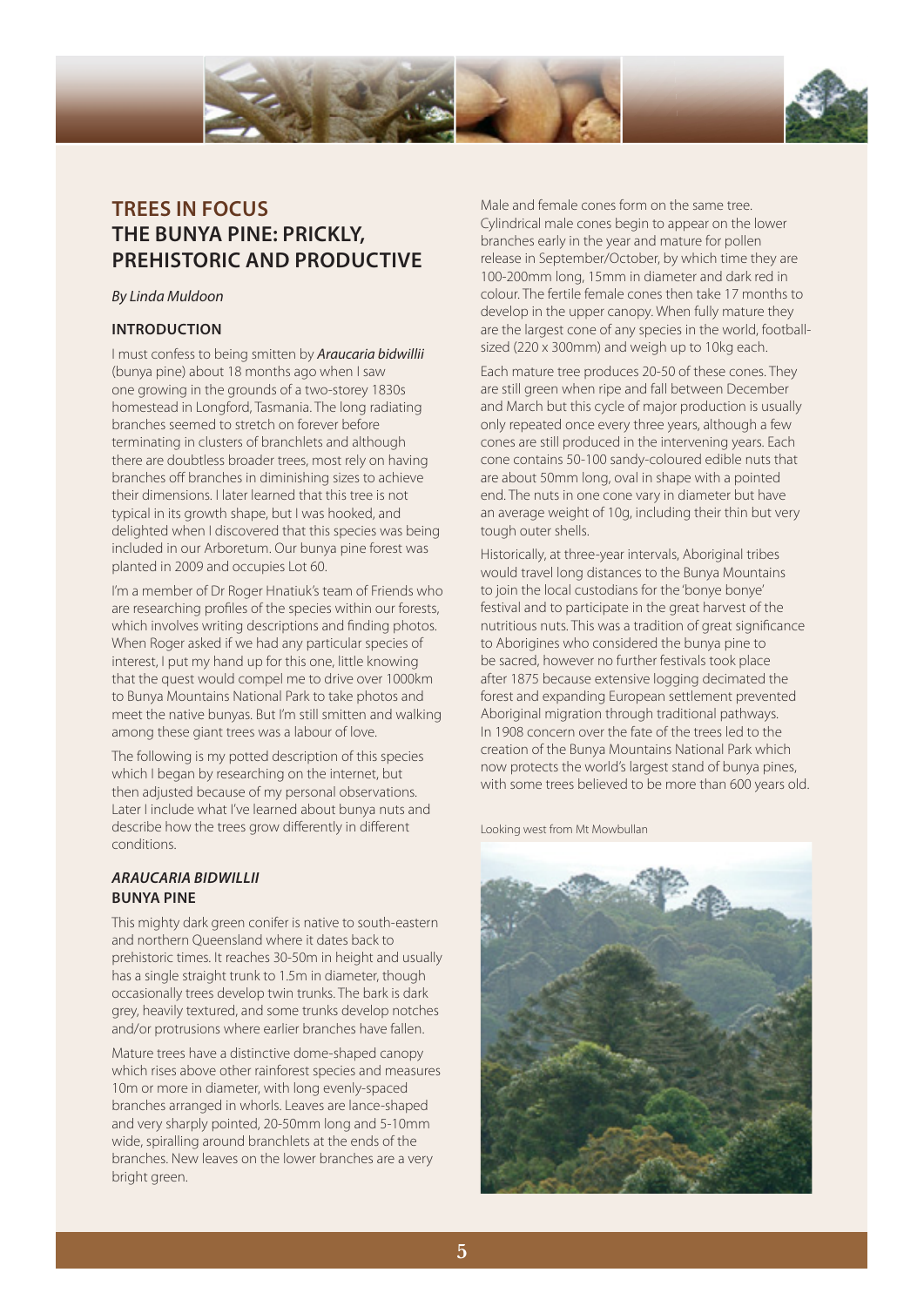# TREES IN FOCUS

# THE BUNYA PINE: PRICKLY, PREHISTORIC AND PRODUCTIVE

*By Linda Muldoon*

## INTRODUCTION

I must confess to being smitten by ***Araucaria bidwillii*** (bunya pine) about 18 months ago when I saw one growing in the grounds of a two-storey 1830s homestead in Longford, Tasmania. The long radiating branches seemed to stretch on forever before terminating in clusters of branchlets and although there are doubtless broader trees, most rely on having branches off branches in diminishing sizes to achieve their dimensions. I later learned that this tree is not typical in its growth shape, but I was hooked, and delighted when I discovered that this species was being included in our Arboretum. Our bunya pine forest was planted in 2009 and occupies Lot 60.

I'm a member of Dr Roger Hnatiuk's team of Friends who are researching profiles of the species within our forests, which involves writing descriptions and finding photos. When Roger asked if we had any particular species of interest, I put my hand up for this one, little knowing that the quest would compel me to drive over 1000km to Bunya Mountains National Park to take photos and meet the native bunyas. But I'm still smitten and walking among these giant trees was a labour of love.

The following is my potted description of this species which I began by researching on the internet, but then adjusted because of my personal observations. Later I include what I've learned about bunya nuts and describe how the trees grow differently in different conditions.

## *ARAUCARIA BIDWILLII* BUNYA PINE

This mighty dark green conifer is native to south-eastern and northern Queensland where it dates back to prehistoric times. It reaches 30-50m in height and usually has a single straight trunk to 1.5m in diameter, though occasionally trees develop twin trunks. The bark is dark grey, heavily textured, and some trunks develop notches and/or protrusions where earlier branches have fallen.

Mature trees have a distinctive dome-shaped canopy which rises above other rainforest species and measures 10m or more in diameter, with long evenly-spaced branches arranged in whorls. Leaves are lance-shaped and very sharply pointed, 20-50mm long and 5-10mm wide, spiralling around branchlets at the ends of the branches. New leaves on the lower branches are a very bright green.

Male and female cones form on the same tree. Cylindrical male cones begin to appear on the lower branches early in the year and mature for pollen release in September/October, by which time they are 100-200mm long, 15mm in diameter and dark red in colour. The fertile female cones then take 17 months to develop in the upper canopy. When fully mature they are the largest cone of any species in the world, football-sized (220 x 300mm) and weigh up to 10kg each.

Each mature tree produces 20-50 of these cones. They are still green when ripe and fall between December and March but this cycle of major production is usually only repeated once every three years, although a few cones are still produced in the intervening years. Each cone contains 50-100 sandy-coloured edible nuts that are about 50mm long, oval in shape with a pointed end. The nuts in one cone vary in diameter but have an average weight of 10g, including their thin but very tough outer shells.

Historically, at three-year intervals, Aboriginal tribes would travel long distances to the Bunya Mountains to join the local custodians for the 'bonye bonye' festival and to participate in the great harvest of the nutritious nuts. This was a tradition of great significance to Aborigines who considered the bunya pine to be sacred, however no further festivals took place after 1875 because extensive logging decimated the forest and expanding European settlement prevented Aboriginal migration through traditional pathways. In 1908 concern over the fate of the trees led to the creation of the Bunya Mountains National Park which now protects the world's largest stand of bunya pines, with some trees believed to be more than 600 years old.

Looking west from Mt Mowbullan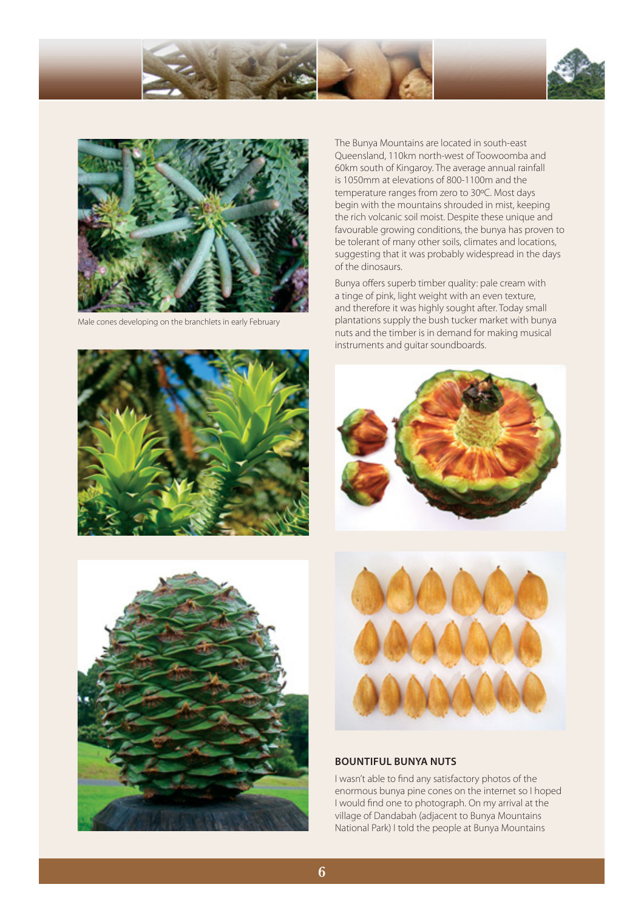Male cones developing on the branchlets in early February

The Bunya Mountains are located in south-east Queensland, 110km north-west of Toowoomba and 60km south of Kingaroy. The average annual rainfall is 1050mm at elevations of 800-1100m and the temperature ranges from zero to 30ºC. Most days begin with the mountains shrouded in mist, keeping the rich volcanic soil moist. Despite these unique and favourable growing conditions, the bunya has proven to be tolerant of many other soils, climates and locations, suggesting that it was probably widespread in the days of the dinosaurs.

Bunya offers superb timber quality: pale cream with a tinge of pink, light weight with an even texture, and therefore it was highly sought after. Today small plantations supply the bush tucker market with bunya nuts and the timber is in demand for making musical instruments and guitar soundboards.

## BOUNTIFUL BUNYA NUTS

I wasn't able to find any satisfactory photos of the enormous bunya pine cones on the internet so I hoped I would find one to photograph. On my arrival at the village of Dandabah (adjacent to Bunya Mountains National Park) I told the people at Bunya Mountains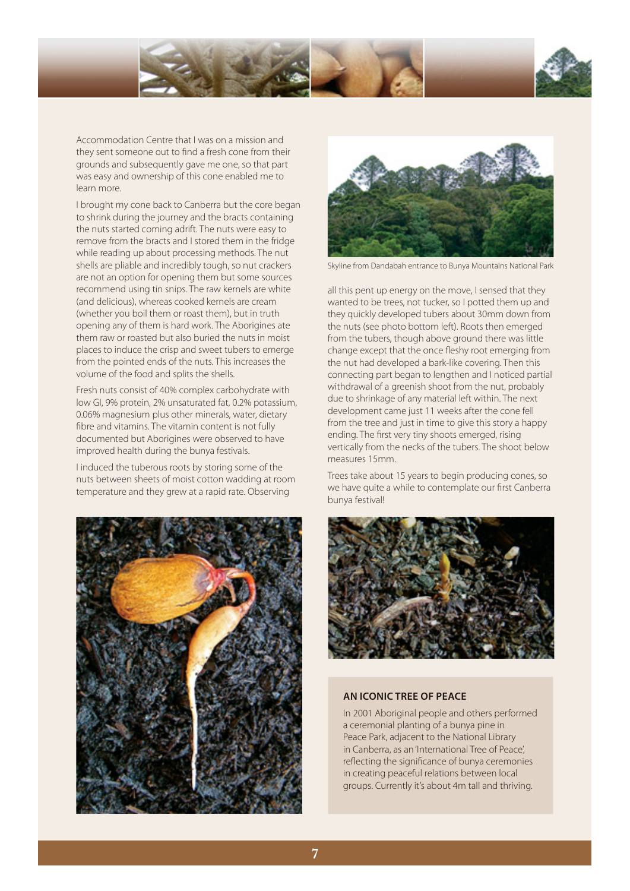Accommodation Centre that I was on a mission and they sent someone out to find a fresh cone from their grounds and subsequently gave me one, so that part was easy and ownership of this cone enabled me to learn more.

I brought my cone back to Canberra but the core began to shrink during the journey and the bracts containing the nuts started coming adrift. The nuts were easy to remove from the bracts and I stored them in the fridge while reading up about processing methods. The nut shells are pliable and incredibly tough, so nut crackers are not an option for opening them but some sources recommend using tin snips. The raw kernels are white (and delicious), whereas cooked kernels are cream (whether you boil them or roast them), but in truth opening any of them is hard work. The Aborigines ate them raw or roasted but also buried the nuts in moist places to induce the crisp and sweet tubers to emerge from the pointed ends of the nuts. This increases the volume of the food and splits the shells.

Fresh nuts consist of 40% complex carbohydrate with low GI, 9% protein, 2% unsaturated fat, 0.2% potassium, 0.06% magnesium plus other minerals, water, dietary fibre and vitamins. The vitamin content is not fully documented but Aborigines were observed to have improved health during the bunya festivals.

I induced the tuberous roots by storing some of the nuts between sheets of moist cotton wadding at room temperature and they grew at a rapid rate. Observing all this pent up energy on the move, I sensed that they wanted to be trees, not tucker, so I potted them up and they quickly developed tubers about 30mm down from the nuts (see photo bottom left). Roots then emerged from the tubers, though above ground there was little change except that the once fleshy root emerging from the nut had developed a bark-like covering. Then this connecting part began to lengthen and I noticed partial withdrawal of a greenish shoot from the nut, probably due to shrinkage of any material left within. The next development came just 11 weeks after the cone fell from the tree and just in time to give this story a happy ending. The first very tiny shoots emerged, rising vertically from the necks of the tubers. The shoot below measures 15mm.

Trees take about 15 years to begin producing cones, so we have quite a while to contemplate our first Canberra bunya festival!

Skyline from Dandabah entrance to Bunya Mountains National Park

### AN ICONIC TREE OF PEACE

In 2001 Aboriginal people and others performed a ceremonial planting of a bunya pine in Peace Park, adjacent to the National Library in Canberra, as an 'International Tree of Peace', reflecting the significance of bunya ceremonies in creating peaceful relations between local groups. Currently it's about 4m tall and thriving.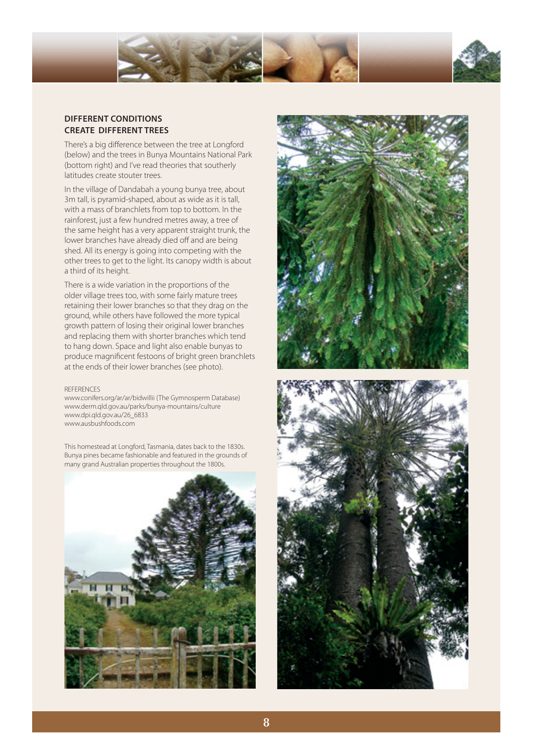## DIFFERENT CONDITIONS CREATE DIFFERENT TREES

There's a big difference between the tree at Longford (below) and the trees in Bunya Mountains National Park (bottom right) and I've read theories that southerly latitudes create stouter trees.

In the village of Dandabah a young bunya tree, about 3m tall, is pyramid-shaped, about as wide as it is tall, with a mass of branchlets from top to bottom. In the rainforest, just a few hundred metres away, a tree of the same height has a very apparent straight trunk, the lower branches have already died off and are being shed. All its energy is going into competing with the other trees to get to the light. Its canopy width is about a third of its height.

There is a wide variation in the proportions of the older village trees too, with some fairly mature trees retaining their lower branches so that they drag on the ground, while others have followed the more typical growth pattern of losing their original lower branches and replacing them with shorter branches which tend to hang down. Space and light also enable bunyas to produce magnificent festoons of bright green branchlets at the ends of their lower branches (see photo).

REFERENCES

www.conifers.org/ar/ar/bidwillii (The Gymnosperm Database)
www.derm.qld.gov.au/parks/bunya-mountains/culture
www.dpi.qld.gov.au/26_6833
www.ausbushfoods.com

This homestead at Longford, Tasmania, dates back to the 1830s. Bunya pines became fashionable and featured in the grounds of many grand Australian properties throughout the 1800s.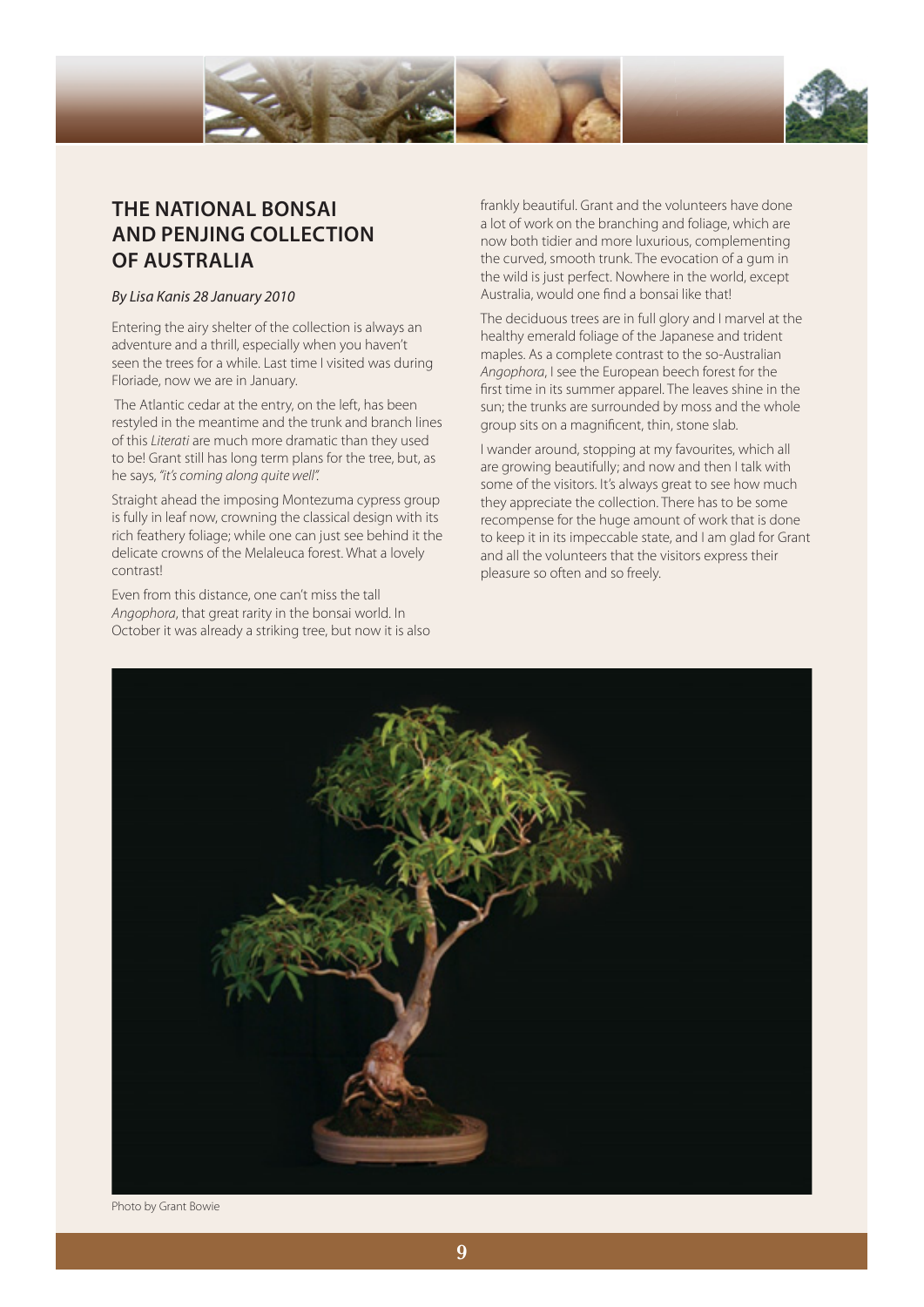# THE NATIONAL BONSAI AND PENJING COLLECTION OF AUSTRALIA

*By Lisa Kanis 28 January 2010*

Entering the airy shelter of the collection is always an adventure and a thrill, especially when you haven't seen the trees for a while. Last time I visited was during Floriade, now we are in January.

The Atlantic cedar at the entry, on the left, has been restyled in the meantime and the trunk and branch lines of this *Literati* are much more dramatic than they used to be! Grant still has long term plans for the tree, but, as he says, *"it's coming along quite well".*

Straight ahead the imposing Montezuma cypress group is fully in leaf now, crowning the classical design with its rich feathery foliage; while one can just see behind it the delicate crowns of the Melaleuca forest. What a lovely contrast!

Even from this distance, one can't miss the tall *Angophora*, that great rarity in the bonsai world. In October it was already a striking tree, but now it is also frankly beautiful. Grant and the volunteers have done a lot of work on the branching and foliage, which are now both tidier and more luxurious, complementing the curved, smooth trunk. The evocation of a gum in the wild is just perfect. Nowhere in the world, except Australia, would one find a bonsai like that!

The deciduous trees are in full glory and I marvel at the healthy emerald foliage of the Japanese and trident maples. As a complete contrast to the so-Australian *Angophora*, I see the European beech forest for the first time in its summer apparel. The leaves shine in the sun; the trunks are surrounded by moss and the whole group sits on a magnificent, thin, stone slab.

I wander around, stopping at my favourites, which all are growing beautifully; and now and then I talk with some of the visitors. It's always great to see how much they appreciate the collection. There has to be some recompense for the huge amount of work that is done to keep it in its impeccable state, and I am glad for Grant and all the volunteers that the visitors express their pleasure so often and so freely.

Photo by Grant Bowie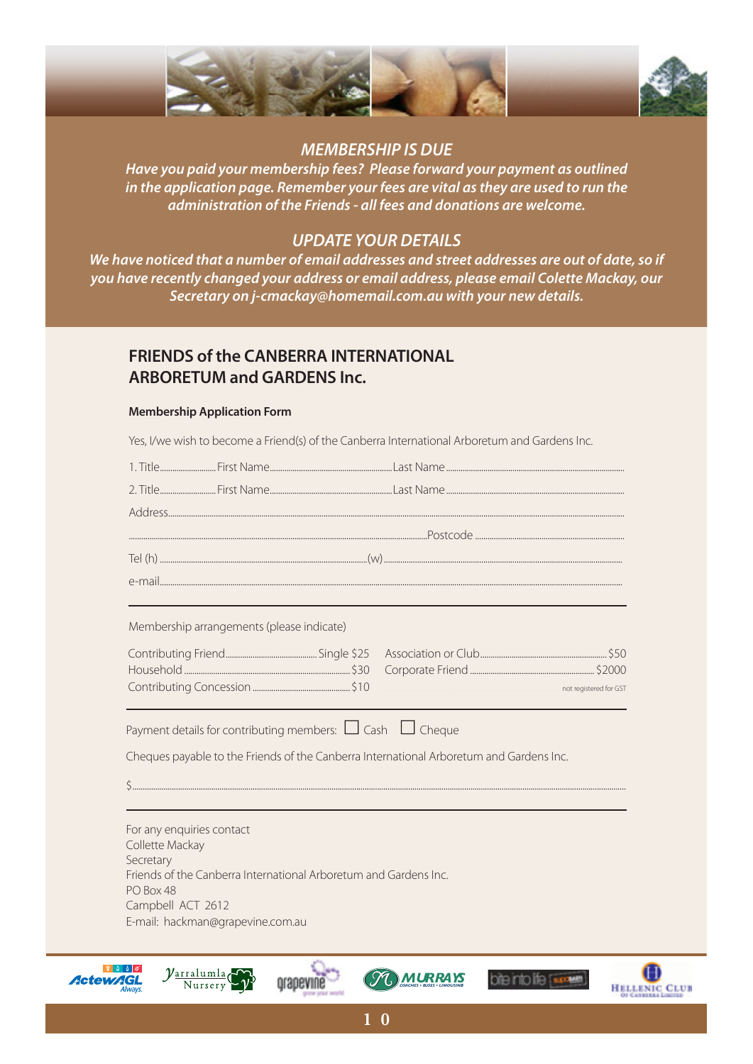## *MEMBERSHIP IS DUE*

***Have you paid your membership fees? Please forward your payment as outlined in the application page. Remember your fees are vital as they are used to run the administration of the Friends - all fees and donations are welcome.***

## *UPDATE YOUR DETAILS*

***We have noticed that a number of email addresses and street addresses are out of date, so if you have recently changed your address or email address, please email Colette Mackay, our Secretary on j-cmackay@homemail.com.au with your new details.***

# FRIENDS of the CANBERRA INTERNATIONAL ARBORETUM and GARDENS Inc.

**Membership Application Form**

Yes, I/we wish to become a Friend(s) of the Canberra International Arboretum and Gardens Inc.

1. Title.................. First Name.................................... Last Name....................................

2. Title.................. First Name.................................... Last Name....................................

Address..............................................................................................................

.................................................................................. Postcode .........................

Tel (h) .................................................. (w) ..................................................

e-mail..................................................................................................................

---

Membership arrangements (please indicate)

| | | | |
|---|---|---|---|
| Contributing Friend | Single $25 | Association or Club | $50 |
| Household | $30 | Corporate Friend | $2000 |
| Contributing Concession | $10 | | not registered for GST |

---

Payment details for contributing members: ☐ Cash ☐ Cheque

Cheques payable to the Friends of the Canberra International Arboretum and Gardens Inc.

$.......................................................................................................................

---

For any enquiries contact
Collette Mackay
Secretary
Friends of the Canberra International Arboretum and Gardens Inc.
PO Box 48
Campbell ACT 2612
E-mail: hackman@grapevine.com.au

ActewAGL Always. | Yarralumla Nursery | grapevine grow your world | MURRAYS COACHES • BUSES • LIMOUSINE | bite into life | Hellenic Club of Canberra Limited